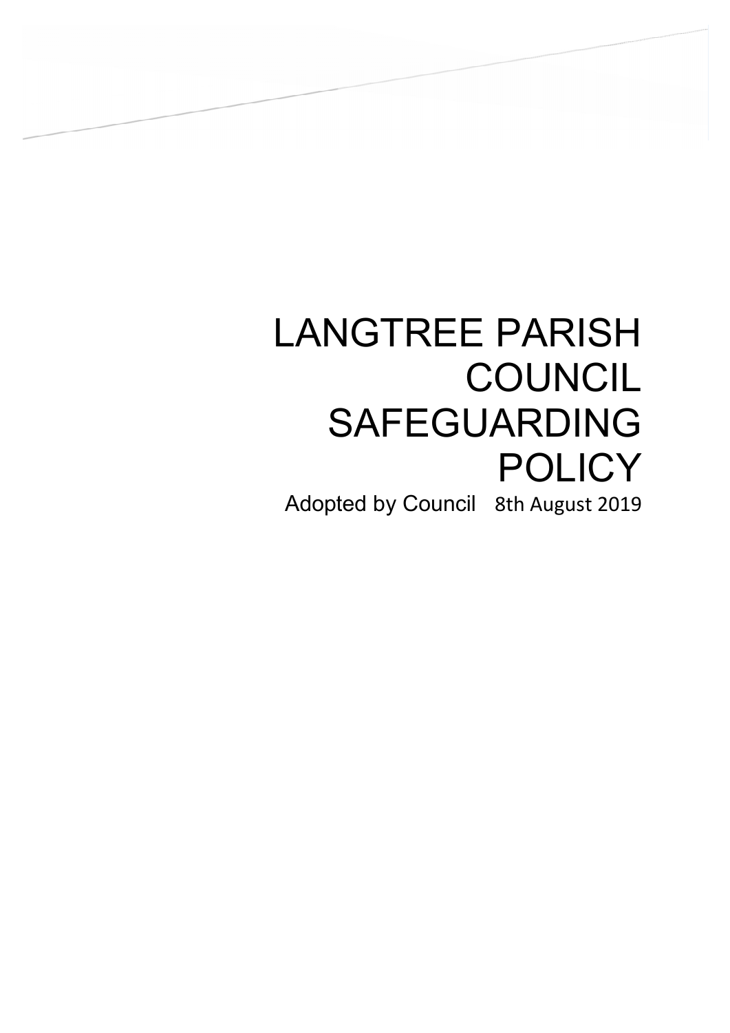# LANGTREE PARISH COUNCIL SAFEGUARDING POLICY

Adopted by Council 8th August 2019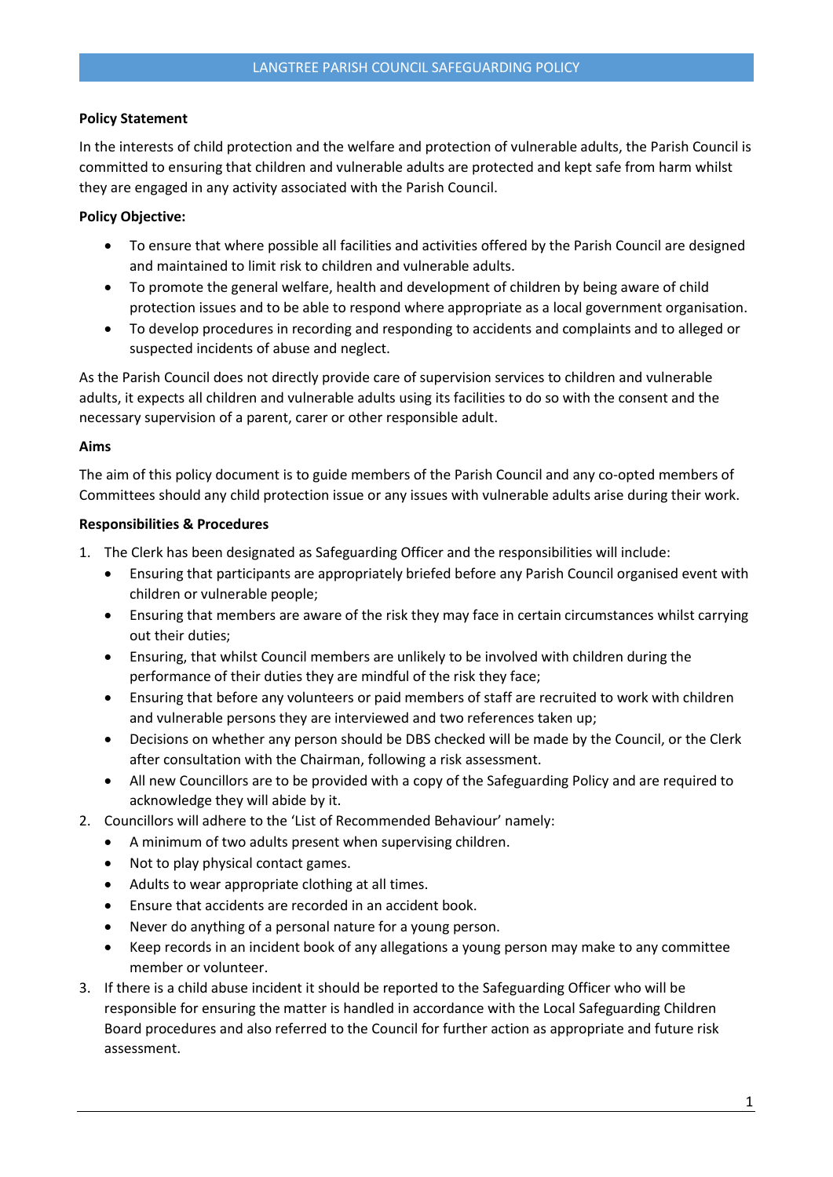# LANGTREE PARISH COUNCIL SAFEGUARDING POLICY

**Policy Statement**

In the interests of child protection and the welfare and protection of vulnerable adults, the Parish Council is committed to ensuring that children and vulnerable adults are protected and kept safe from harm whilst they are engaged in any activity associated with the Parish Council.

**Policy Objective:**

- To ensure that where possible all facilities and activities offered by the Parish Council are designed and maintained to limit risk to children and vulnerable adults.
- To promote the general welfare, health and development of children by being aware of child protection issues and to be able to respond where appropriate as a local government organisation.
- To develop procedures in recording and responding to accidents and complaints and to alleged or suspected incidents of abuse and neglect.

As the Parish Council does not directly provide care of supervision services to children and vulnerable adults, it expects all children and vulnerable adults using its facilities to do so with the consent and the necessary supervision of a parent, carer or other responsible adult.

**Aims**

The aim of this policy document is to guide members of the Parish Council and any co-opted members of Committees should any child protection issue or any issues with vulnerable adults arise during their work.

**Responsibilities & Procedures**

1. The Clerk has been designated as Safeguarding Officer and the responsibilities will include:
   - Ensuring that participants are appropriately briefed before any Parish Council organised event with children or vulnerable people;
   - Ensuring that members are aware of the risk they may face in certain circumstances whilst carrying out their duties;
   - Ensuring, that whilst Council members are unlikely to be involved with children during the performance of their duties they are mindful of the risk they face;
   - Ensuring that before any volunteers or paid members of staff are recruited to work with children and vulnerable persons they are interviewed and two references taken up;
   - Decisions on whether any person should be DBS checked will be made by the Council, or the Clerk after consultation with the Chairman, following a risk assessment.
   - All new Councillors are to be provided with a copy of the Safeguarding Policy and are required to acknowledge they will abide by it.
2. Councillors will adhere to the 'List of Recommended Behaviour' namely:
   - A minimum of two adults present when supervising children.
   - Not to play physical contact games.
   - Adults to wear appropriate clothing at all times.
   - Ensure that accidents are recorded in an accident book.
   - Never do anything of a personal nature for a young person.
   - Keep records in an incident book of any allegations a young person may make to any committee member or volunteer.
3. If there is a child abuse incident it should be reported to the Safeguarding Officer who will be responsible for ensuring the matter is handled in accordance with the Local Safeguarding Children Board procedures and also referred to the Council for further action as appropriate and future risk assessment.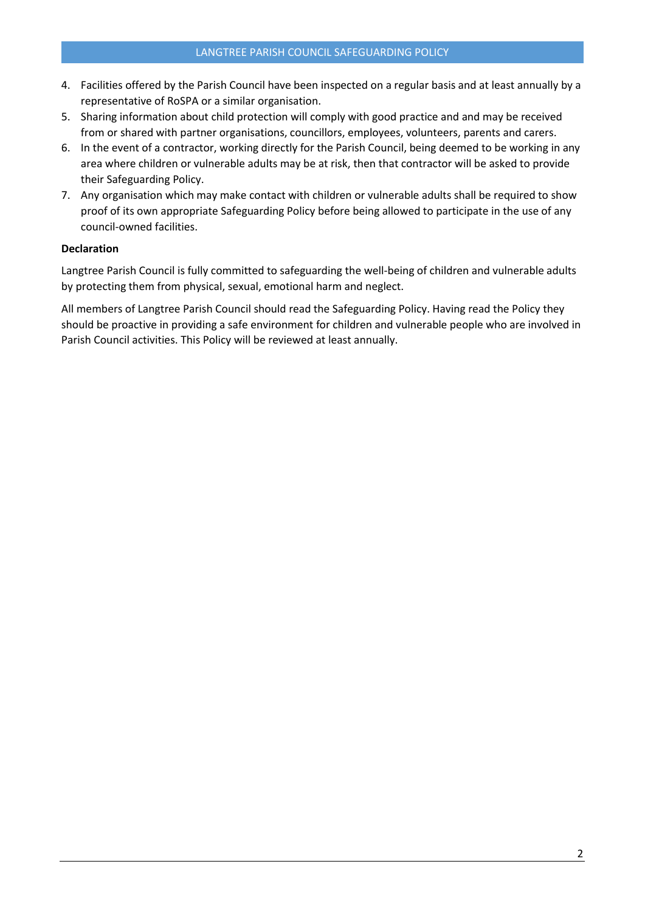4. Facilities offered by the Parish Council have been inspected on a regular basis and at least annually by a representative of RoSPA or a similar organisation.
5. Sharing information about child protection will comply with good practice and and may be received from or shared with partner organisations, councillors, employees, volunteers, parents and carers.
6. In the event of a contractor, working directly for the Parish Council, being deemed to be working in any area where children or vulnerable adults may be at risk, then that contractor will be asked to provide their Safeguarding Policy.
7. Any organisation which may make contact with children or vulnerable adults shall be required to show proof of its own appropriate Safeguarding Policy before being allowed to participate in the use of any council-owned facilities.

**Declaration**

Langtree Parish Council is fully committed to safeguarding the well-being of children and vulnerable adults by protecting them from physical, sexual, emotional harm and neglect.

All members of Langtree Parish Council should read the Safeguarding Policy. Having read the Policy they should be proactive in providing a safe environment for children and vulnerable people who are involved in Parish Council activities. This Policy will be reviewed at least annually.